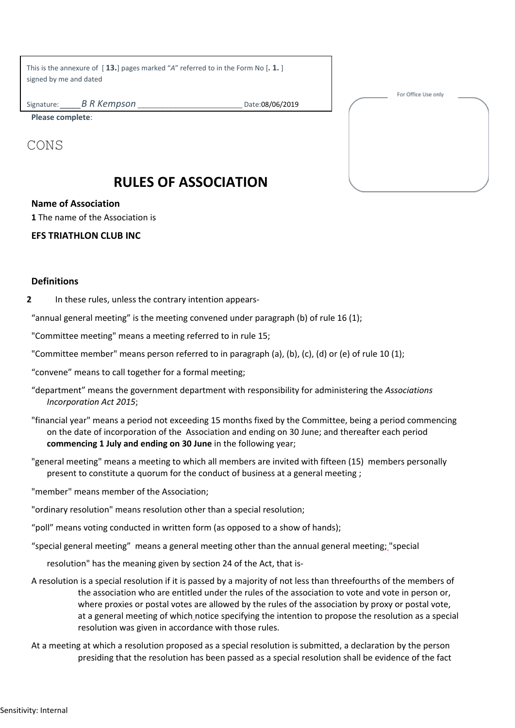This is the annexure of [ **13.**] pages marked "*A*" referred to in the Form No [**. 1.** ] signed by me and dated

Signature: _____*B R Kempson* ________________________ Date:08/06/2019

**Please complete**:

For Office Use only

CONS

# RULES OF ASSOCIATION

### Name of Association

**1** The name of the Association is

**EFS TRIATHLON CLUB INC**

### Definitions

**2** In these rules, unless the contrary intention appears-

"annual general meeting" is the meeting convened under paragraph (b) of rule 16 (1);

"Committee meeting" means a meeting referred to in rule 15;

"Committee member" means person referred to in paragraph (a), (b), (c), (d) or (e) of rule 10 (1);

"convene" means to call together for a formal meeting;

"department" means the government department with responsibility for administering the *Associations Incorporation Act 2015*;

"financial year" means a period not exceeding 15 months fixed by the Committee, being a period commencing on the date of incorporation of the Association and ending on 30 June; and thereafter each period **commencing 1 July and ending on 30 June** in the following year;

"general meeting" means a meeting to which all members are invited with fifteen (15) members personally present to constitute a quorum for the conduct of business at a general meeting ;

"member" means member of the Association;

"ordinary resolution" means resolution other than a special resolution;

"poll" means voting conducted in written form (as opposed to a show of hands);

"special general meeting" means a general meeting other than the annual general meeting; "special resolution" has the meaning given by section 24 of the Act, that is-

A resolution is a special resolution if it is passed by a majority of not less than threefourths of the members of the association who are entitled under the rules of the association to vote and vote in person or, where proxies or postal votes are allowed by the rules of the association by proxy or postal vote, at a general meeting of which notice specifying the intention to propose the resolution as a special resolution was given in accordance with those rules.

At a meeting at which a resolution proposed as a special resolution is submitted, a declaration by the person presiding that the resolution has been passed as a special resolution shall be evidence of the fact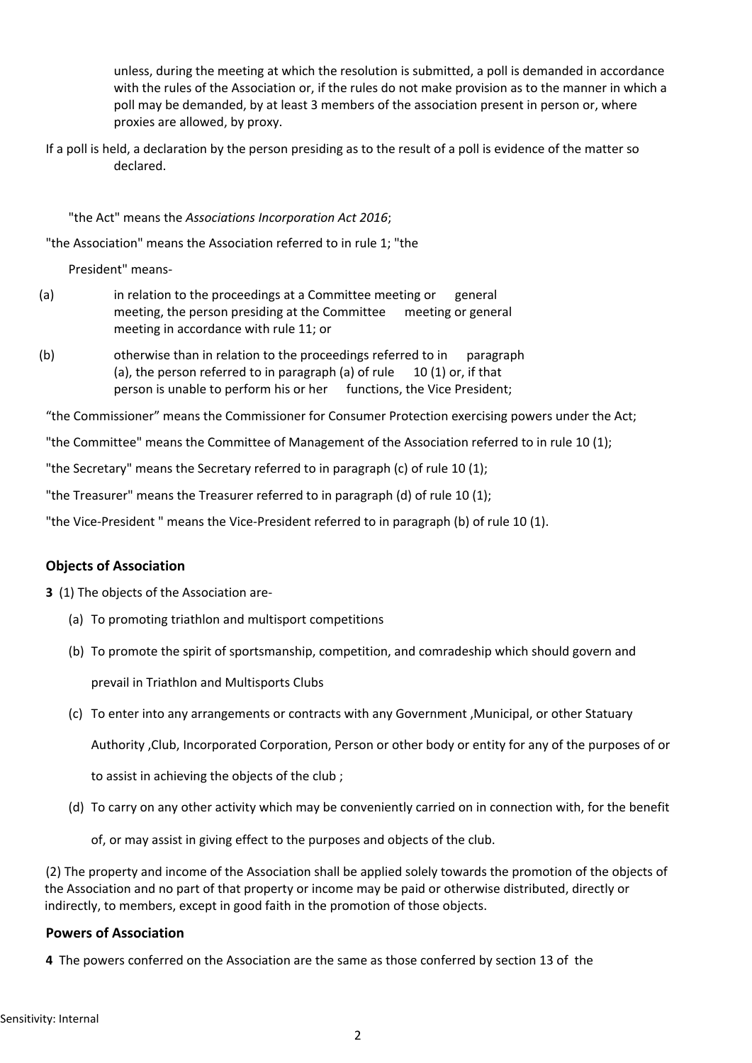unless, during the meeting at which the resolution is submitted, a poll is demanded in accordance with the rules of the Association or, if the rules do not make provision as to the manner in which a poll may be demanded, by at least 3 members of the association present in person or, where proxies are allowed, by proxy.

If a poll is held, a declaration by the person presiding as to the result of a poll is evidence of the matter so declared.

"the Act" means the *Associations Incorporation Act 2016*;

"the Association" means the Association referred to in rule 1; "the President" means-

(a) in relation to the proceedings at a Committee meeting or general meeting, the person presiding at the Committee meeting or general meeting in accordance with rule 11; or

(b) otherwise than in relation to the proceedings referred to in paragraph (a), the person referred to in paragraph (a) of rule 10 (1) or, if that person is unable to perform his or her functions, the Vice President;

"the Commissioner" means the Commissioner for Consumer Protection exercising powers under the Act;

"the Committee" means the Committee of Management of the Association referred to in rule 10 (1);

"the Secretary" means the Secretary referred to in paragraph (c) of rule 10 (1);

"the Treasurer" means the Treasurer referred to in paragraph (d) of rule 10 (1);

"the Vice-President " means the Vice-President referred to in paragraph (b) of rule 10 (1).

### Objects of Association

**3** (1) The objects of the Association are-

(a) To promoting triathlon and multisport competitions

(b) To promote the spirit of sportsmanship, competition, and comradeship which should govern and prevail in Triathlon and Multisports Clubs

(c) To enter into any arrangements or contracts with any Government ,Municipal, or other Statuary Authority ,Club, Incorporated Corporation, Person or other body or entity for any of the purposes of or to assist in achieving the objects of the club ;

(d) To carry on any other activity which may be conveniently carried on in connection with, for the benefit of, or may assist in giving effect to the purposes and objects of the club.

(2) The property and income of the Association shall be applied solely towards the promotion of the objects of the Association and no part of that property or income may be paid or otherwise distributed, directly or indirectly, to members, except in good faith in the promotion of those objects.

### Powers of Association

**4** The powers conferred on the Association are the same as those conferred by section 13 of the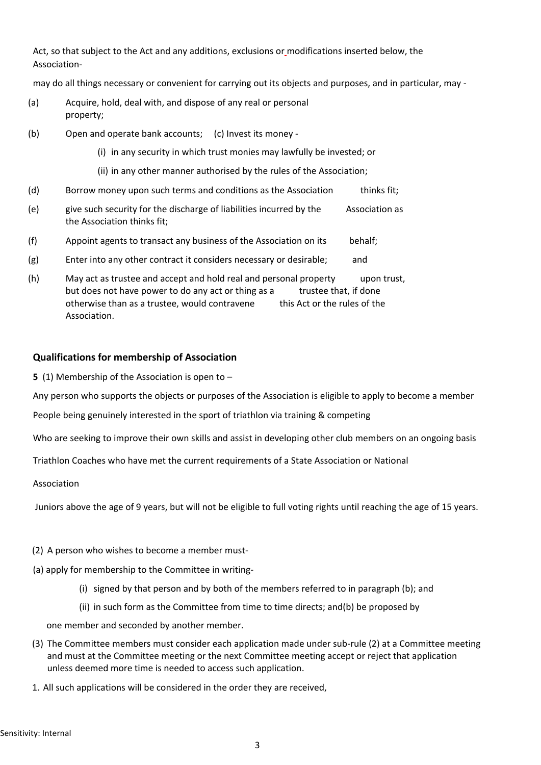Act, so that subject to the Act and any additions, exclusions or modifications inserted below, the Association-

may do all things necessary or convenient for carrying out its objects and purposes, and in particular, may -

(a) Acquire, hold, deal with, and dispose of any real or personal property;

(b) Open and operate bank accounts; (c) Invest its money -

(i) in any security in which trust monies may lawfully be invested; or

(ii) in any other manner authorised by the rules of the Association;

(d) Borrow money upon such terms and conditions as the Association thinks fit;

(e) give such security for the discharge of liabilities incurred by the Association as the Association thinks fit;

(f) Appoint agents to transact any business of the Association on its behalf;

(g) Enter into any other contract it considers necessary or desirable; and

(h) May act as trustee and accept and hold real and personal property upon trust, but does not have power to do any act or thing as a trustee that, if done otherwise than as a trustee, would contravene this Act or the rules of the Association.

### Qualifications for membership of Association

**5** (1) Membership of the Association is open to –

Any person who supports the objects or purposes of the Association is eligible to apply to become a member

People being genuinely interested in the sport of triathlon via training & competing

Who are seeking to improve their own skills and assist in developing other club members on an ongoing basis

Triathlon Coaches who have met the current requirements of a State Association or National

Association

Juniors above the age of 9 years, but will not be eligible to full voting rights until reaching the age of 15 years.

(2) A person who wishes to become a member must-

(a) apply for membership to the Committee in writing-

(i) signed by that person and by both of the members referred to in paragraph (b); and

(ii) in such form as the Committee from time to time directs; and(b) be proposed by

one member and seconded by another member.

(3) The Committee members must consider each application made under sub-rule (2) at a Committee meeting and must at the Committee meeting or the next Committee meeting accept or reject that application unless deemed more time is needed to access such application.

1. All such applications will be considered in the order they are received,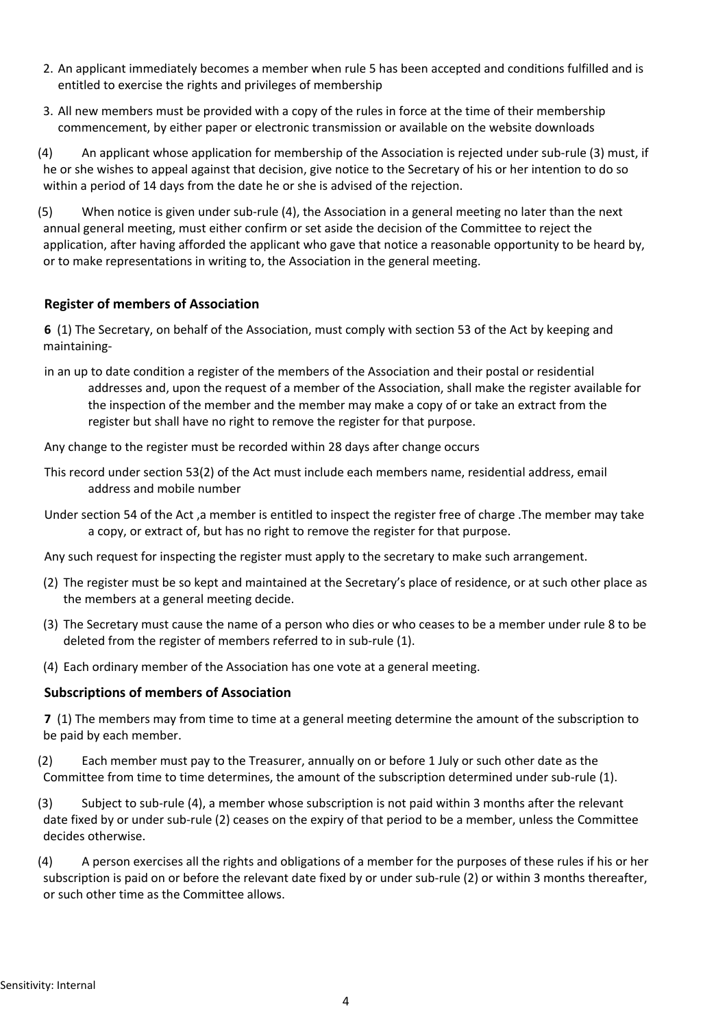2. An applicant immediately becomes a member when rule 5 has been accepted and conditions fulfilled and is entitled to exercise the rights and privileges of membership

3. All new members must be provided with a copy of the rules in force at the time of their membership commencement, by either paper or electronic transmission or available on the website downloads

(4) An applicant whose application for membership of the Association is rejected under sub-rule (3) must, if he or she wishes to appeal against that decision, give notice to the Secretary of his or her intention to do so within a period of 14 days from the date he or she is advised of the rejection.

(5) When notice is given under sub-rule (4), the Association in a general meeting no later than the next annual general meeting, must either confirm or set aside the decision of the Committee to reject the application, after having afforded the applicant who gave that notice a reasonable opportunity to be heard by, or to make representations in writing to, the Association in the general meeting.

### Register of members of Association

**6** (1) The Secretary, on behalf of the Association, must comply with section 53 of the Act by keeping and maintaining-

in an up to date condition a register of the members of the Association and their postal or residential addresses and, upon the request of a member of the Association, shall make the register available for the inspection of the member and the member may make a copy of or take an extract from the register but shall have no right to remove the register for that purpose.

Any change to the register must be recorded within 28 days after change occurs

This record under section 53(2) of the Act must include each members name, residential address, email address and mobile number

Under section 54 of the Act ,a member is entitled to inspect the register free of charge .The member may take a copy, or extract of, but has no right to remove the register for that purpose.

Any such request for inspecting the register must apply to the secretary to make such arrangement.

(2) The register must be so kept and maintained at the Secretary's place of residence, or at such other place as the members at a general meeting decide.

(3) The Secretary must cause the name of a person who dies or who ceases to be a member under rule 8 to be deleted from the register of members referred to in sub-rule (1).

(4) Each ordinary member of the Association has one vote at a general meeting.

### Subscriptions of members of Association

**7** (1) The members may from time to time at a general meeting determine the amount of the subscription to be paid by each member.

(2) Each member must pay to the Treasurer, annually on or before 1 July or such other date as the Committee from time to time determines, the amount of the subscription determined under sub-rule (1).

(3) Subject to sub-rule (4), a member whose subscription is not paid within 3 months after the relevant date fixed by or under sub-rule (2) ceases on the expiry of that period to be a member, unless the Committee decides otherwise.

(4) A person exercises all the rights and obligations of a member for the purposes of these rules if his or her subscription is paid on or before the relevant date fixed by or under sub-rule (2) or within 3 months thereafter, or such other time as the Committee allows.

Sensitivity: Internal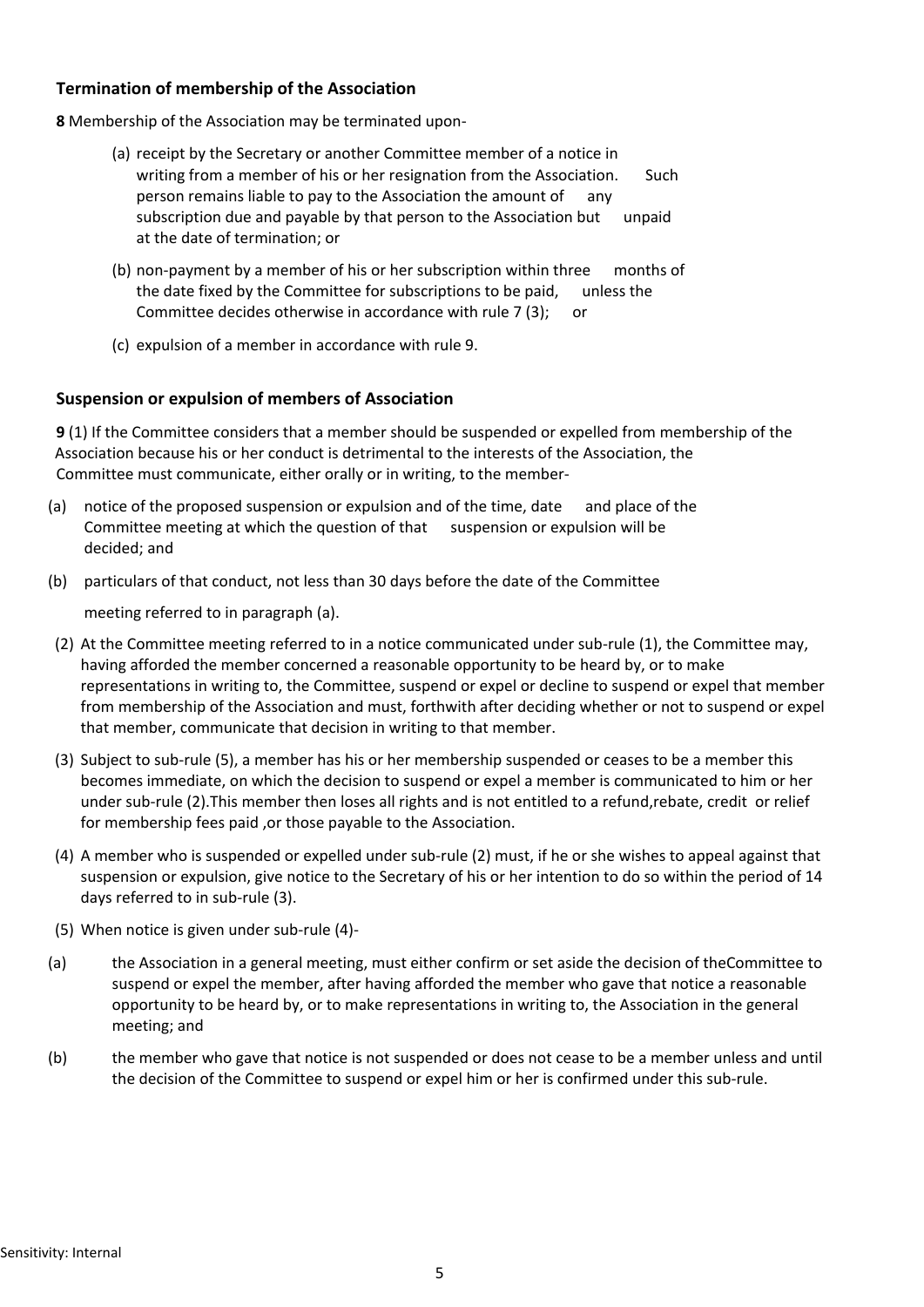### Termination of membership of the Association

**8** Membership of the Association may be terminated upon-

(a) receipt by the Secretary or another Committee member of a notice in writing from a member of his or her resignation from the Association. Such person remains liable to pay to the Association the amount of any subscription due and payable by that person to the Association but unpaid at the date of termination; or

(b) non-payment by a member of his or her subscription within three months of the date fixed by the Committee for subscriptions to be paid, unless the Committee decides otherwise in accordance with rule 7 (3); or

(c) expulsion of a member in accordance with rule 9.

### Suspension or expulsion of members of Association

**9** (1) If the Committee considers that a member should be suspended or expelled from membership of the Association because his or her conduct is detrimental to the interests of the Association, the Committee must communicate, either orally or in writing, to the member-

(a) notice of the proposed suspension or expulsion and of the time, date and place of the Committee meeting at which the question of that suspension or expulsion will be decided; and

(b) particulars of that conduct, not less than 30 days before the date of the Committee meeting referred to in paragraph (a).

(2) At the Committee meeting referred to in a notice communicated under sub-rule (1), the Committee may, having afforded the member concerned a reasonable opportunity to be heard by, or to make representations in writing to, the Committee, suspend or expel or decline to suspend or expel that member from membership of the Association and must, forthwith after deciding whether or not to suspend or expel that member, communicate that decision in writing to that member.

(3) Subject to sub-rule (5), a member has his or her membership suspended or ceases to be a member this becomes immediate, on which the decision to suspend or expel a member is communicated to him or her under sub-rule (2).This member then loses all rights and is not entitled to a refund,rebate, credit or relief for membership fees paid ,or those payable to the Association.

(4) A member who is suspended or expelled under sub-rule (2) must, if he or she wishes to appeal against that suspension or expulsion, give notice to the Secretary of his or her intention to do so within the period of 14 days referred to in sub-rule (3).

(5) When notice is given under sub-rule (4)-

(a) the Association in a general meeting, must either confirm or set aside the decision of theCommittee to suspend or expel the member, after having afforded the member who gave that notice a reasonable opportunity to be heard by, or to make representations in writing to, the Association in the general meeting; and

(b) the member who gave that notice is not suspended or does not cease to be a member unless and until the decision of the Committee to suspend or expel him or her is confirmed under this sub-rule.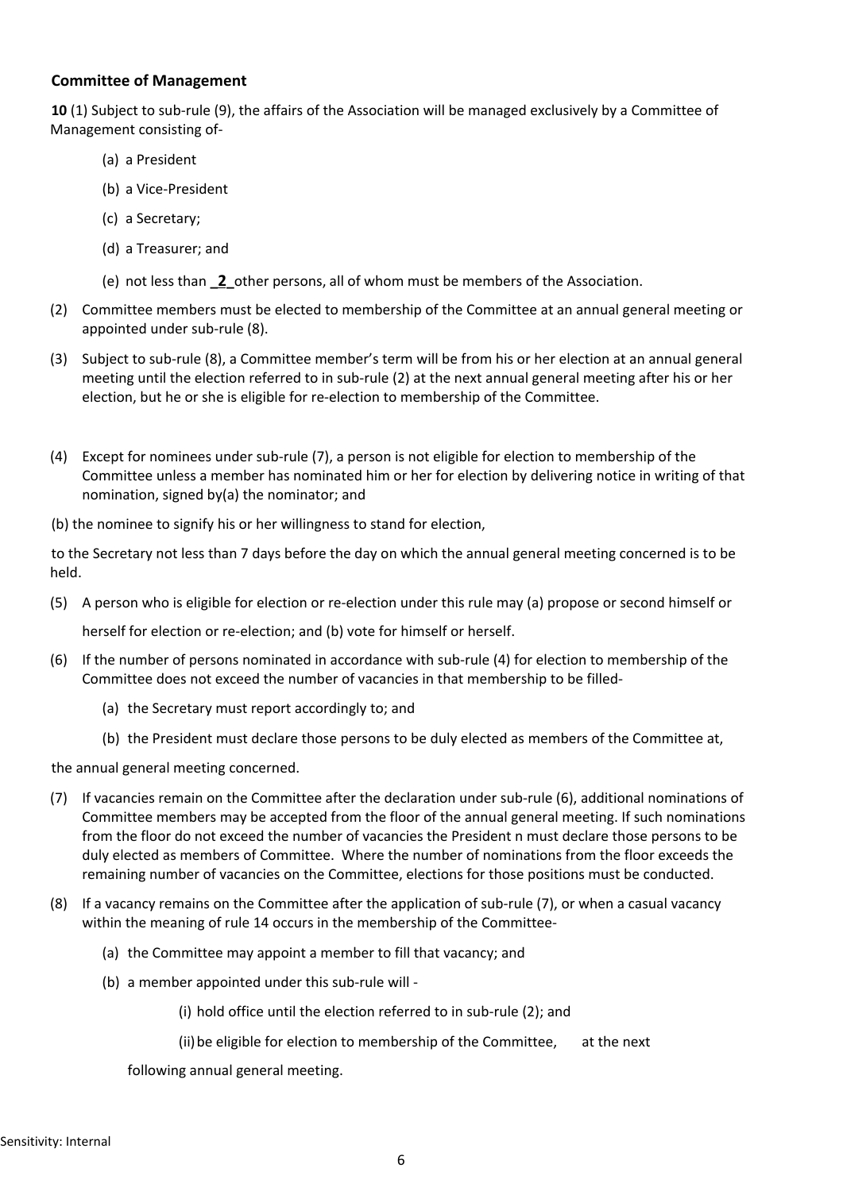**Committee of Management**

**10** (1) Subject to sub-rule (9), the affairs of the Association will be managed exclusively by a Committee of Management consisting of-

(a) a President

(b) a Vice-President

(c) a Secretary;

(d) a Treasurer; and

(e) not less than _**2**_ other persons, all of whom must be members of the Association.

(2) Committee members must be elected to membership of the Committee at an annual general meeting or appointed under sub-rule (8).

(3) Subject to sub-rule (8), a Committee member's term will be from his or her election at an annual general meeting until the election referred to in sub-rule (2) at the next annual general meeting after his or her election, but he or she is eligible for re-election to membership of the Committee.

(4) Except for nominees under sub-rule (7), a person is not eligible for election to membership of the Committee unless a member has nominated him or her for election by delivering notice in writing of that nomination, signed by(a) the nominator; and

(b) the nominee to signify his or her willingness to stand for election,

to the Secretary not less than 7 days before the day on which the annual general meeting concerned is to be held.

(5) A person who is eligible for election or re-election under this rule may (a) propose or second himself or herself for election or re-election; and (b) vote for himself or herself.

(6) If the number of persons nominated in accordance with sub-rule (4) for election to membership of the Committee does not exceed the number of vacancies in that membership to be filled-

(a) the Secretary must report accordingly to; and

(b) the President must declare those persons to be duly elected as members of the Committee at,

the annual general meeting concerned.

(7) If vacancies remain on the Committee after the declaration under sub-rule (6), additional nominations of Committee members may be accepted from the floor of the annual general meeting. If such nominations from the floor do not exceed the number of vacancies the President n must declare those persons to be duly elected as members of Committee. Where the number of nominations from the floor exceeds the remaining number of vacancies on the Committee, elections for those positions must be conducted.

(8) If a vacancy remains on the Committee after the application of sub-rule (7), or when a casual vacancy within the meaning of rule 14 occurs in the membership of the Committee-

(a) the Committee may appoint a member to fill that vacancy; and

(b) a member appointed under this sub-rule will -

(i) hold office until the election referred to in sub-rule (2); and

(ii) be eligible for election to membership of the Committee, at the next following annual general meeting.

Sensitivity: Internal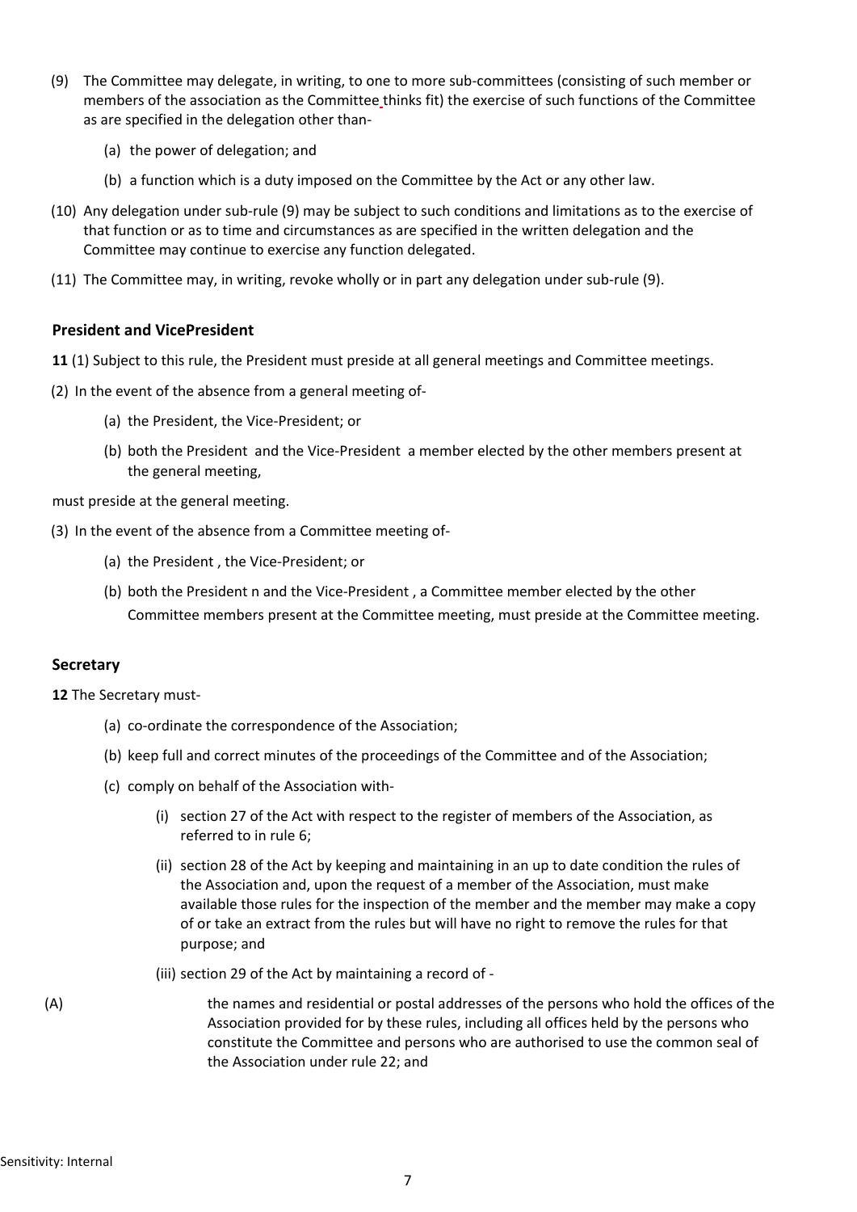(9) The Committee may delegate, in writing, to one to more sub-committees (consisting of such member or members of the association as the Committee thinks fit) the exercise of such functions of the Committee as are specified in the delegation other than-

(a) the power of delegation; and

(b) a function which is a duty imposed on the Committee by the Act or any other law.

(10) Any delegation under sub-rule (9) may be subject to such conditions and limitations as to the exercise of that function or as to time and circumstances as are specified in the written delegation and the Committee may continue to exercise any function delegated.

(11) The Committee may, in writing, revoke wholly or in part any delegation under sub-rule (9).

### President and VicePresident

**11** (1) Subject to this rule, the President must preside at all general meetings and Committee meetings.

(2) In the event of the absence from a general meeting of-

(a) the President, the Vice-President; or

(b) both the President and the Vice-President a member elected by the other members present at the general meeting,

must preside at the general meeting.

(3) In the event of the absence from a Committee meeting of-

(a) the President , the Vice-President; or

(b) both the President n and the Vice-President , a Committee member elected by the other Committee members present at the Committee meeting, must preside at the Committee meeting.

### Secretary

**12** The Secretary must-

(a) co-ordinate the correspondence of the Association;

(b) keep full and correct minutes of the proceedings of the Committee and of the Association;

(c) comply on behalf of the Association with-

(i) section 27 of the Act with respect to the register of members of the Association, as referred to in rule 6;

(ii) section 28 of the Act by keeping and maintaining in an up to date condition the rules of the Association and, upon the request of a member of the Association, must make available those rules for the inspection of the member and the member may make a copy of or take an extract from the rules but will have no right to remove the rules for that purpose; and

(iii) section 29 of the Act by maintaining a record of -

(A) the names and residential or postal addresses of the persons who hold the offices of the Association provided for by these rules, including all offices held by the persons who constitute the Committee and persons who are authorised to use the common seal of the Association under rule 22; and

Sensitivity: Internal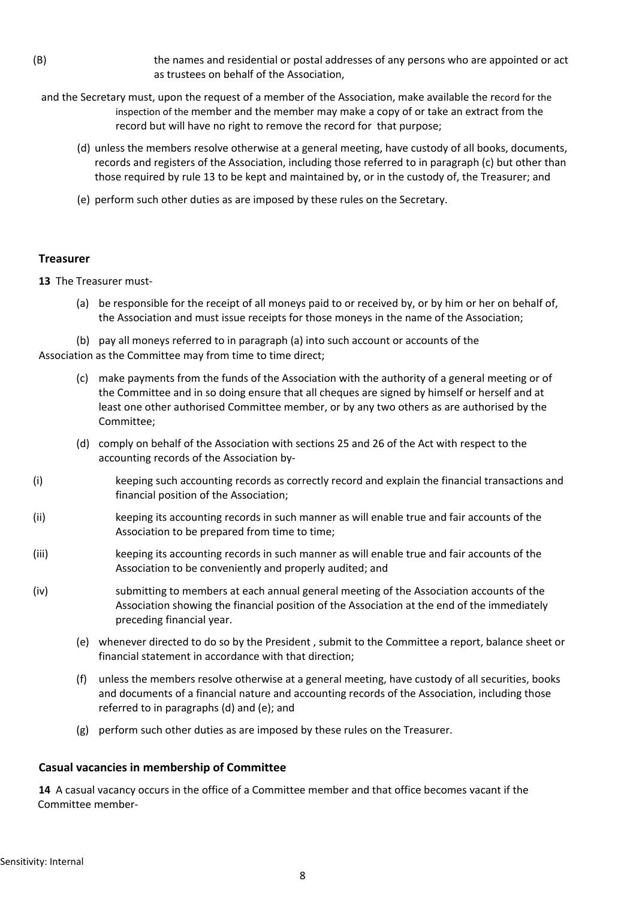(B) the names and residential or postal addresses of any persons who are appointed or act as trustees on behalf of the Association,

and the Secretary must, upon the request of a member of the Association, make available the record for the inspection of the member and the member may make a copy of or take an extract from the record but will have no right to remove the record for that purpose;

(d) unless the members resolve otherwise at a general meeting, have custody of all books, documents, records and registers of the Association, including those referred to in paragraph (c) but other than those required by rule 13 to be kept and maintained by, or in the custody of, the Treasurer; and

(e) perform such other duties as are imposed by these rules on the Secretary.

**Treasurer**

**13** The Treasurer must-

(a) be responsible for the receipt of all moneys paid to or received by, or by him or her on behalf of, the Association and must issue receipts for those moneys in the name of the Association;

(b) pay all moneys referred to in paragraph (a) into such account or accounts of the Association as the Committee may from time to time direct;

(c) make payments from the funds of the Association with the authority of a general meeting or of the Committee and in so doing ensure that all cheques are signed by himself or herself and at least one other authorised Committee member, or by any two others as are authorised by the Committee;

(d) comply on behalf of the Association with sections 25 and 26 of the Act with respect to the accounting records of the Association by-

(i) keeping such accounting records as correctly record and explain the financial transactions and financial position of the Association;

(ii) keeping its accounting records in such manner as will enable true and fair accounts of the Association to be prepared from time to time;

(iii) keeping its accounting records in such manner as will enable true and fair accounts of the Association to be conveniently and properly audited; and

(iv) submitting to members at each annual general meeting of the Association accounts of the Association showing the financial position of the Association at the end of the immediately preceding financial year.

(e) whenever directed to do so by the President , submit to the Committee a report, balance sheet or financial statement in accordance with that direction;

(f) unless the members resolve otherwise at a general meeting, have custody of all securities, books and documents of a financial nature and accounting records of the Association, including those referred to in paragraphs (d) and (e); and

(g) perform such other duties as are imposed by these rules on the Treasurer.

**Casual vacancies in membership of Committee**

**14** A casual vacancy occurs in the office of a Committee member and that office becomes vacant if the Committee member-

Sensitivity: Internal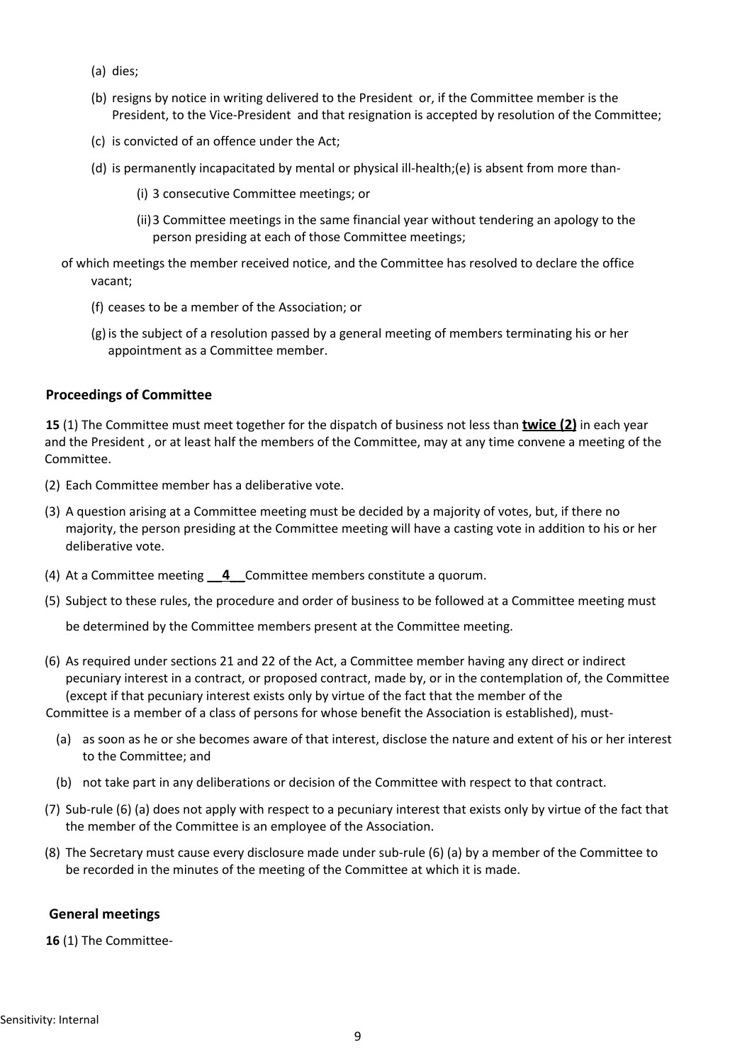(a) dies;

(b) resigns by notice in writing delivered to the President or, if the Committee member is the President, to the Vice-President and that resignation is accepted by resolution of the Committee;

(c) is convicted of an offence under the Act;

(d) is permanently incapacitated by mental or physical ill-health;(e) is absent from more than-

(i) 3 consecutive Committee meetings; or

(ii) 3 Committee meetings in the same financial year without tendering an apology to the person presiding at each of those Committee meetings;

of which meetings the member received notice, and the Committee has resolved to declare the office vacant;

(f) ceases to be a member of the Association; or

(g) is the subject of a resolution passed by a general meeting of members terminating his or her appointment as a Committee member.

### Proceedings of Committee

**15** (1) The Committee must meet together for the dispatch of business not less than **twice (2)** in each year and the President , or at least half the members of the Committee, may at any time convene a meeting of the Committee.

(2) Each Committee member has a deliberative vote.

(3) A question arising at a Committee meeting must be decided by a majority of votes, but, if there no majority, the person presiding at the Committee meeting will have a casting vote in addition to his or her deliberative vote.

(4) At a Committee meeting **\_\_4\_\_** Committee members constitute a quorum.

(5) Subject to these rules, the procedure and order of business to be followed at a Committee meeting must be determined by the Committee members present at the Committee meeting.

(6) As required under sections 21 and 22 of the Act, a Committee member having any direct or indirect pecuniary interest in a contract, or proposed contract, made by, or in the contemplation of, the Committee (except if that pecuniary interest exists only by virtue of the fact that the member of the Committee is a member of a class of persons for whose benefit the Association is established), must-

(a) as soon as he or she becomes aware of that interest, disclose the nature and extent of his or her interest to the Committee; and

(b) not take part in any deliberations or decision of the Committee with respect to that contract.

(7) Sub-rule (6) (a) does not apply with respect to a pecuniary interest that exists only by virtue of the fact that the member of the Committee is an employee of the Association.

(8) The Secretary must cause every disclosure made under sub-rule (6) (a) by a member of the Committee to be recorded in the minutes of the meeting of the Committee at which it is made.

### General meetings

**16** (1) The Committee-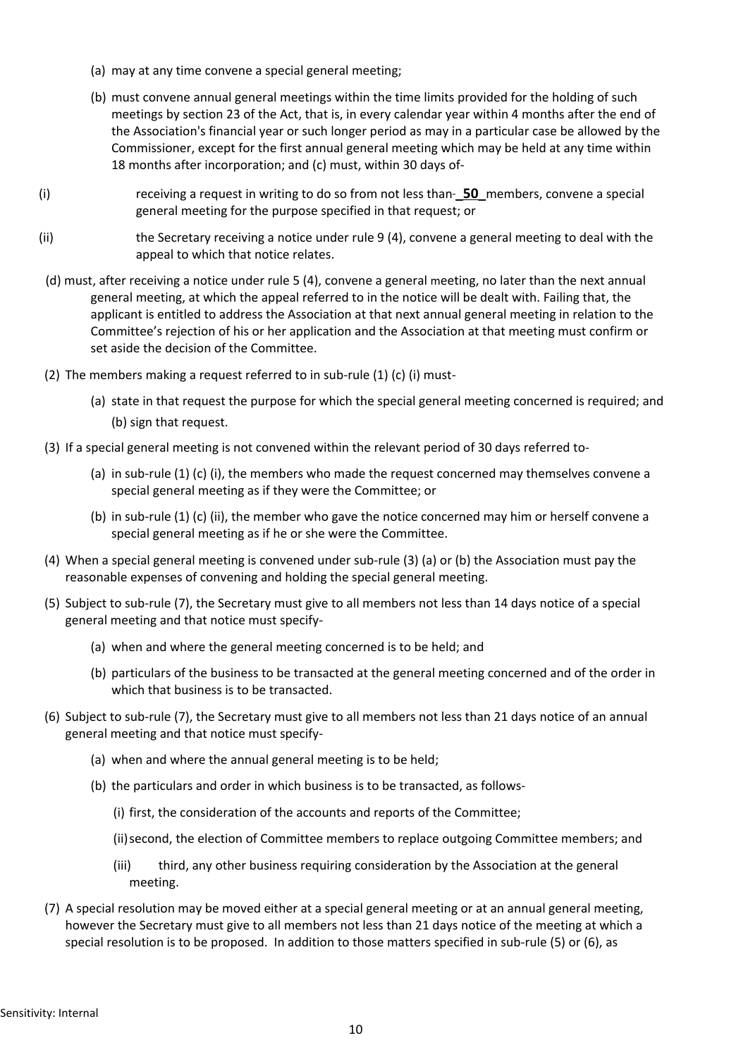(a) may at any time convene a special general meeting;

(b) must convene annual general meetings within the time limits provided for the holding of such meetings by section 23 of the Act, that is, in every calendar year within 4 months after the end of the Association's financial year or such longer period as may in a particular case be allowed by the Commissioner, except for the first annual general meeting which may be held at any time within 18 months after incorporation; and (c) must, within 30 days of-

(i) receiving a request in writing to do so from not less than- **50** members, convene a special general meeting for the purpose specified in that request; or

(ii) the Secretary receiving a notice under rule 9 (4), convene a general meeting to deal with the appeal to which that notice relates.

(d) must, after receiving a notice under rule 5 (4), convene a general meeting, no later than the next annual general meeting, at which the appeal referred to in the notice will be dealt with. Failing that, the applicant is entitled to address the Association at that next annual general meeting in relation to the Committee's rejection of his or her application and the Association at that meeting must confirm or set aside the decision of the Committee.

(2) The members making a request referred to in sub-rule (1) (c) (i) must-

(a) state in that request the purpose for which the special general meeting concerned is required; and (b) sign that request.

(3) If a special general meeting is not convened within the relevant period of 30 days referred to-

(a) in sub-rule (1) (c) (i), the members who made the request concerned may themselves convene a special general meeting as if they were the Committee; or

(b) in sub-rule (1) (c) (ii), the member who gave the notice concerned may him or herself convene a special general meeting as if he or she were the Committee.

(4) When a special general meeting is convened under sub-rule (3) (a) or (b) the Association must pay the reasonable expenses of convening and holding the special general meeting.

(5) Subject to sub-rule (7), the Secretary must give to all members not less than 14 days notice of a special general meeting and that notice must specify-

(a) when and where the general meeting concerned is to be held; and

(b) particulars of the business to be transacted at the general meeting concerned and of the order in which that business is to be transacted.

(6) Subject to sub-rule (7), the Secretary must give to all members not less than 21 days notice of an annual general meeting and that notice must specify-

(a) when and where the annual general meeting is to be held;

(b) the particulars and order in which business is to be transacted, as follows-

(i) first, the consideration of the accounts and reports of the Committee;

(ii) second, the election of Committee members to replace outgoing Committee members; and

(iii) third, any other business requiring consideration by the Association at the general meeting.

(7) A special resolution may be moved either at a special general meeting or at an annual general meeting, however the Secretary must give to all members not less than 21 days notice of the meeting at which a special resolution is to be proposed. In addition to those matters specified in sub-rule (5) or (6), as

Sensitivity: Internal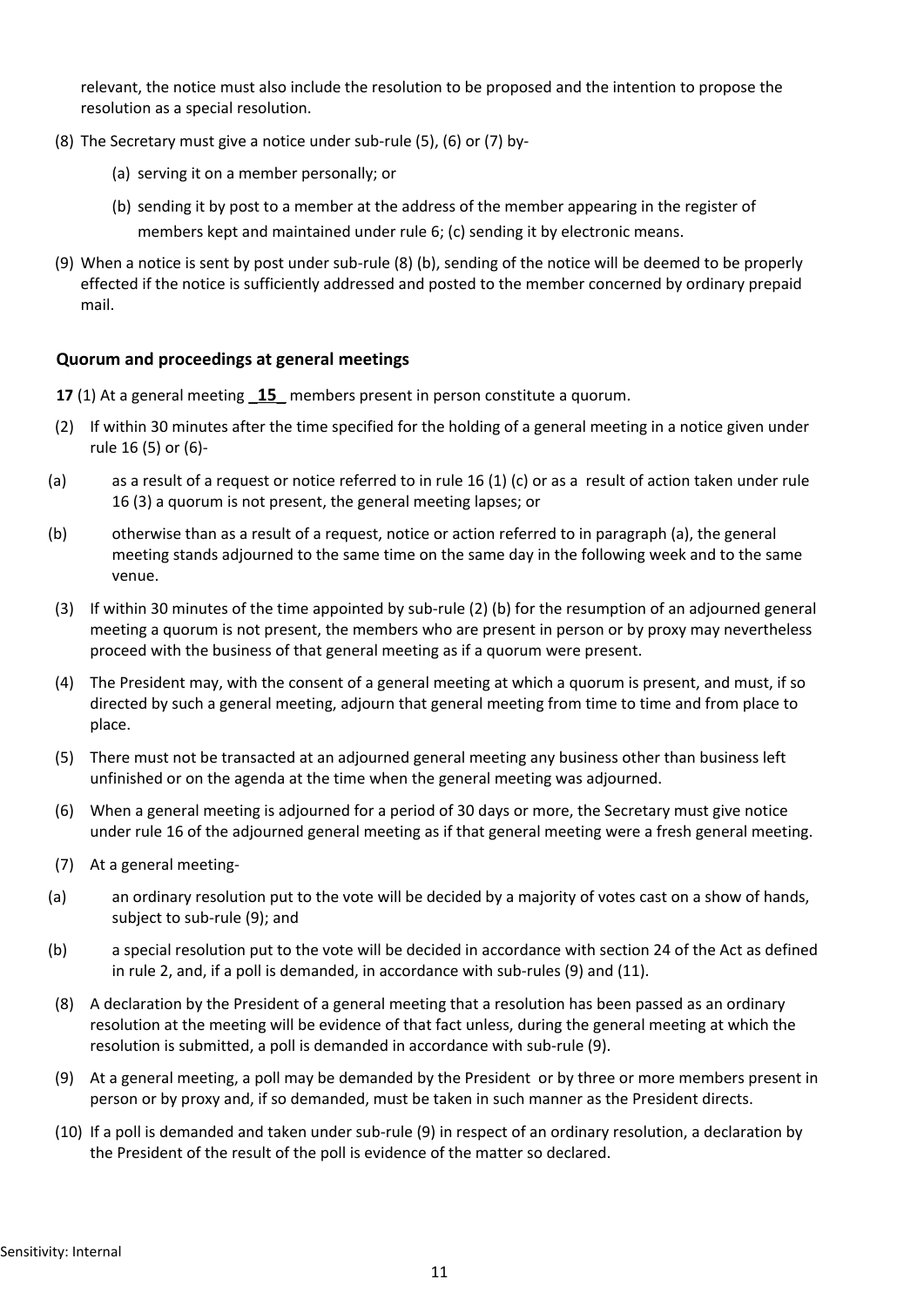relevant, the notice must also include the resolution to be proposed and the intention to propose the resolution as a special resolution.

(8) The Secretary must give a notice under sub-rule (5), (6) or (7) by-

(a) serving it on a member personally; or

(b) sending it by post to a member at the address of the member appearing in the register of members kept and maintained under rule 6; (c) sending it by electronic means.

(9) When a notice is sent by post under sub-rule (8) (b), sending of the notice will be deemed to be properly effected if the notice is sufficiently addressed and posted to the member concerned by ordinary prepaid mail.

### Quorum and proceedings at general meetings

**17** (1) At a general meeting **_15_** members present in person constitute a quorum.

(2) If within 30 minutes after the time specified for the holding of a general meeting in a notice given under rule 16 (5) or (6)-

(a) as a result of a request or notice referred to in rule 16 (1) (c) or as a result of action taken under rule 16 (3) a quorum is not present, the general meeting lapses; or

(b) otherwise than as a result of a request, notice or action referred to in paragraph (a), the general meeting stands adjourned to the same time on the same day in the following week and to the same venue.

(3) If within 30 minutes of the time appointed by sub-rule (2) (b) for the resumption of an adjourned general meeting a quorum is not present, the members who are present in person or by proxy may nevertheless proceed with the business of that general meeting as if a quorum were present.

(4) The President may, with the consent of a general meeting at which a quorum is present, and must, if so directed by such a general meeting, adjourn that general meeting from time to time and from place to place.

(5) There must not be transacted at an adjourned general meeting any business other than business left unfinished or on the agenda at the time when the general meeting was adjourned.

(6) When a general meeting is adjourned for a period of 30 days or more, the Secretary must give notice under rule 16 of the adjourned general meeting as if that general meeting were a fresh general meeting.

(7) At a general meeting-

(a) an ordinary resolution put to the vote will be decided by a majority of votes cast on a show of hands, subject to sub-rule (9); and

(b) a special resolution put to the vote will be decided in accordance with section 24 of the Act as defined in rule 2, and, if a poll is demanded, in accordance with sub-rules (9) and (11).

(8) A declaration by the President of a general meeting that a resolution has been passed as an ordinary resolution at the meeting will be evidence of that fact unless, during the general meeting at which the resolution is submitted, a poll is demanded in accordance with sub-rule (9).

(9) At a general meeting, a poll may be demanded by the President or by three or more members present in person or by proxy and, if so demanded, must be taken in such manner as the President directs.

(10) If a poll is demanded and taken under sub-rule (9) in respect of an ordinary resolution, a declaration by the President of the result of the poll is evidence of the matter so declared.

Sensitivity: Internal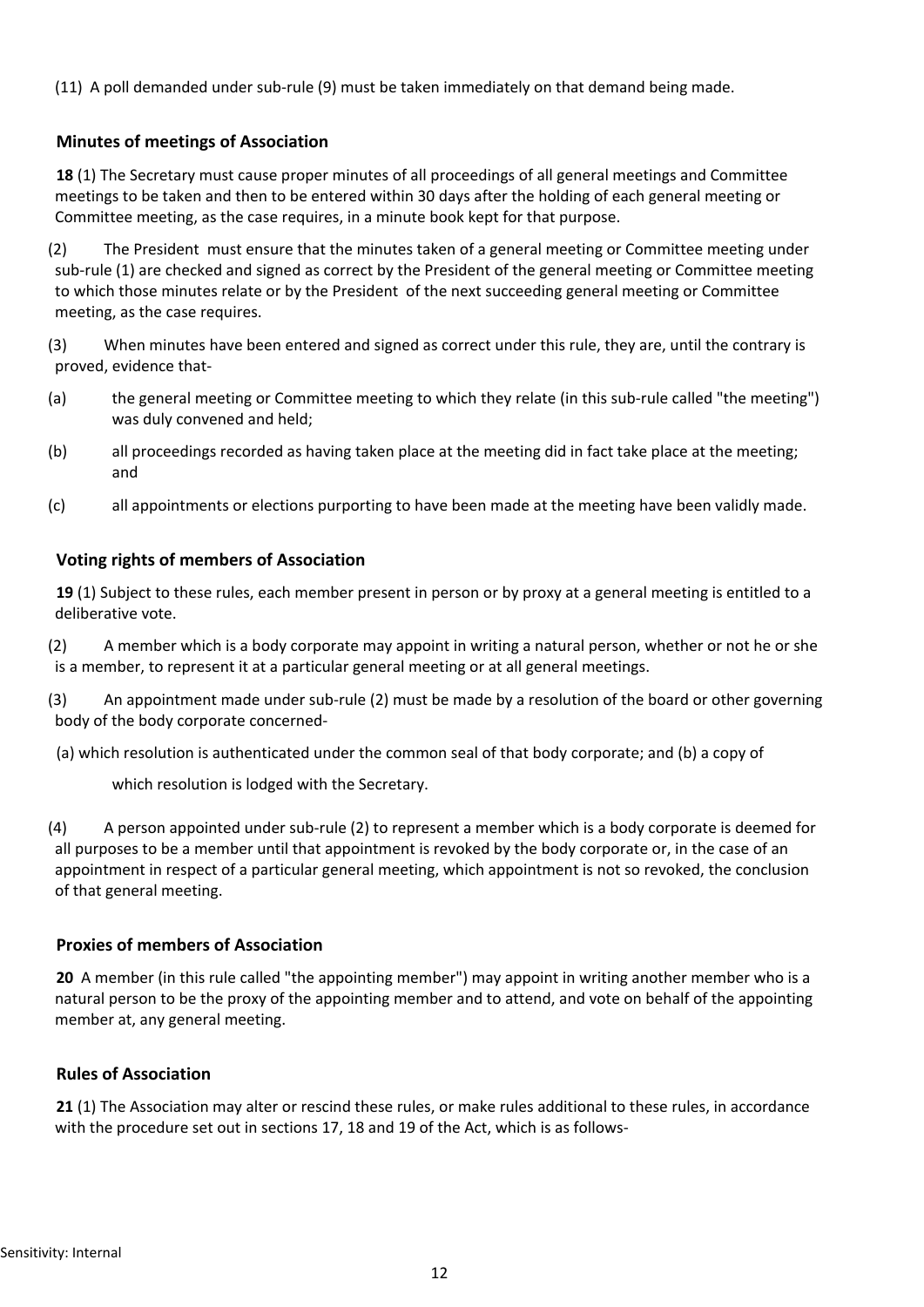(11) A poll demanded under sub-rule (9) must be taken immediately on that demand being made.

### Minutes of meetings of Association

**18** (1) The Secretary must cause proper minutes of all proceedings of all general meetings and Committee meetings to be taken and then to be entered within 30 days after the holding of each general meeting or Committee meeting, as the case requires, in a minute book kept for that purpose.

(2) The President must ensure that the minutes taken of a general meeting or Committee meeting under sub-rule (1) are checked and signed as correct by the President of the general meeting or Committee meeting to which those minutes relate or by the President of the next succeeding general meeting or Committee meeting, as the case requires.

(3) When minutes have been entered and signed as correct under this rule, they are, until the contrary is proved, evidence that-

(a) the general meeting or Committee meeting to which they relate (in this sub-rule called "the meeting") was duly convened and held;

(b) all proceedings recorded as having taken place at the meeting did in fact take place at the meeting; and

(c) all appointments or elections purporting to have been made at the meeting have been validly made.

### Voting rights of members of Association

**19** (1) Subject to these rules, each member present in person or by proxy at a general meeting is entitled to a deliberative vote.

(2) A member which is a body corporate may appoint in writing a natural person, whether or not he or she is a member, to represent it at a particular general meeting or at all general meetings.

(3) An appointment made under sub-rule (2) must be made by a resolution of the board or other governing body of the body corporate concerned-

(a) which resolution is authenticated under the common seal of that body corporate; and (b) a copy of which resolution is lodged with the Secretary.

(4) A person appointed under sub-rule (2) to represent a member which is a body corporate is deemed for all purposes to be a member until that appointment is revoked by the body corporate or, in the case of an appointment in respect of a particular general meeting, which appointment is not so revoked, the conclusion of that general meeting.

### Proxies of members of Association

**20** A member (in this rule called "the appointing member") may appoint in writing another member who is a natural person to be the proxy of the appointing member and to attend, and vote on behalf of the appointing member at, any general meeting.

### Rules of Association

**21** (1) The Association may alter or rescind these rules, or make rules additional to these rules, in accordance with the procedure set out in sections 17, 18 and 19 of the Act, which is as follows-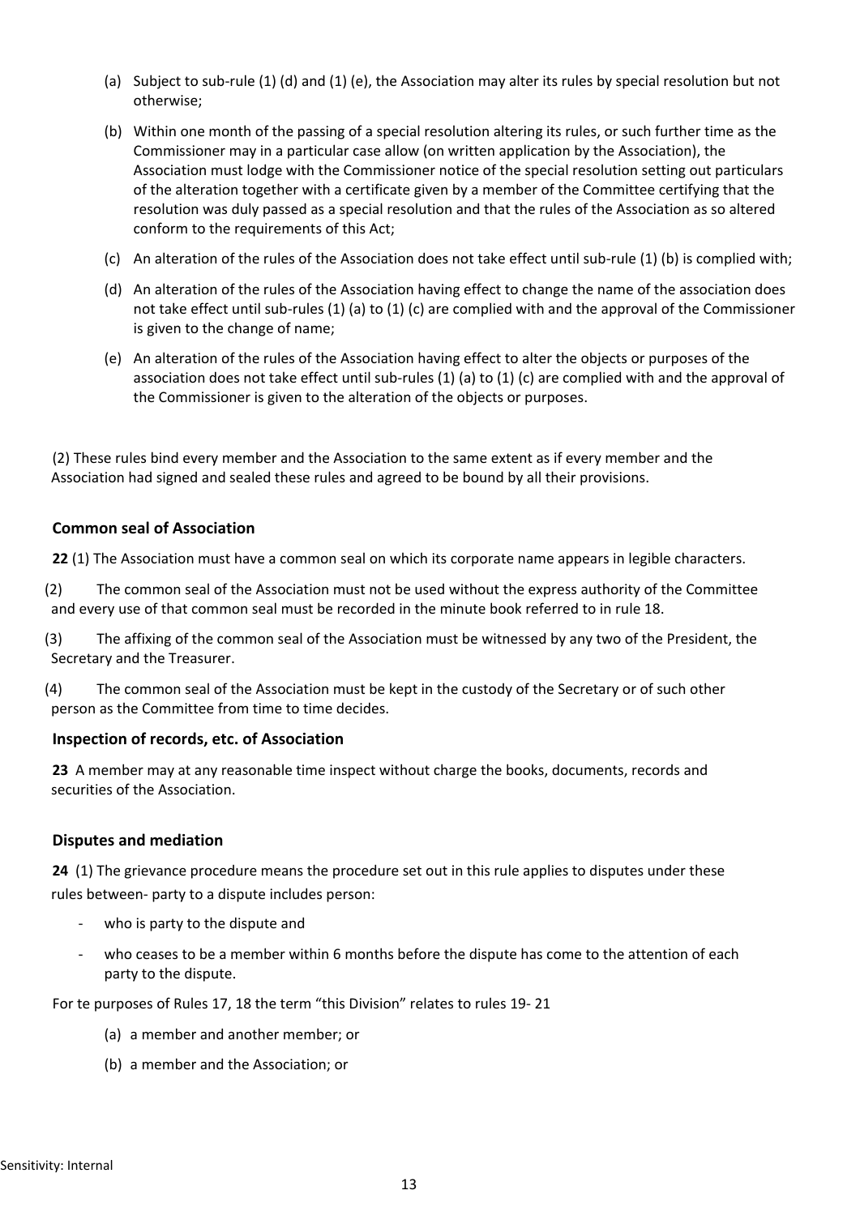(a) Subject to sub-rule (1) (d) and (1) (e), the Association may alter its rules by special resolution but not otherwise;

(b) Within one month of the passing of a special resolution altering its rules, or such further time as the Commissioner may in a particular case allow (on written application by the Association), the Association must lodge with the Commissioner notice of the special resolution setting out particulars of the alteration together with a certificate given by a member of the Committee certifying that the resolution was duly passed as a special resolution and that the rules of the Association as so altered conform to the requirements of this Act;

(c) An alteration of the rules of the Association does not take effect until sub-rule (1) (b) is complied with;

(d) An alteration of the rules of the Association having effect to change the name of the association does not take effect until sub-rules (1) (a) to (1) (c) are complied with and the approval of the Commissioner is given to the change of name;

(e) An alteration of the rules of the Association having effect to alter the objects or purposes of the association does not take effect until sub-rules (1) (a) to (1) (c) are complied with and the approval of the Commissioner is given to the alteration of the objects or purposes.

(2) These rules bind every member and the Association to the same extent as if every member and the Association had signed and sealed these rules and agreed to be bound by all their provisions.

### Common seal of Association

**22** (1) The Association must have a common seal on which its corporate name appears in legible characters.

(2) The common seal of the Association must not be used without the express authority of the Committee and every use of that common seal must be recorded in the minute book referred to in rule 18.

(3) The affixing of the common seal of the Association must be witnessed by any two of the President, the Secretary and the Treasurer.

(4) The common seal of the Association must be kept in the custody of the Secretary or of such other person as the Committee from time to time decides.

### Inspection of records, etc. of Association

**23** A member may at any reasonable time inspect without charge the books, documents, records and securities of the Association.

### Disputes and mediation

**24** (1) The grievance procedure means the procedure set out in this rule applies to disputes under these rules between- party to a dispute includes person:

- who is party to the dispute and
- who ceases to be a member within 6 months before the dispute has come to the attention of each party to the dispute.

For te purposes of Rules 17, 18 the term "this Division" relates to rules 19- 21

(a) a member and another member; or

(b) a member and the Association; or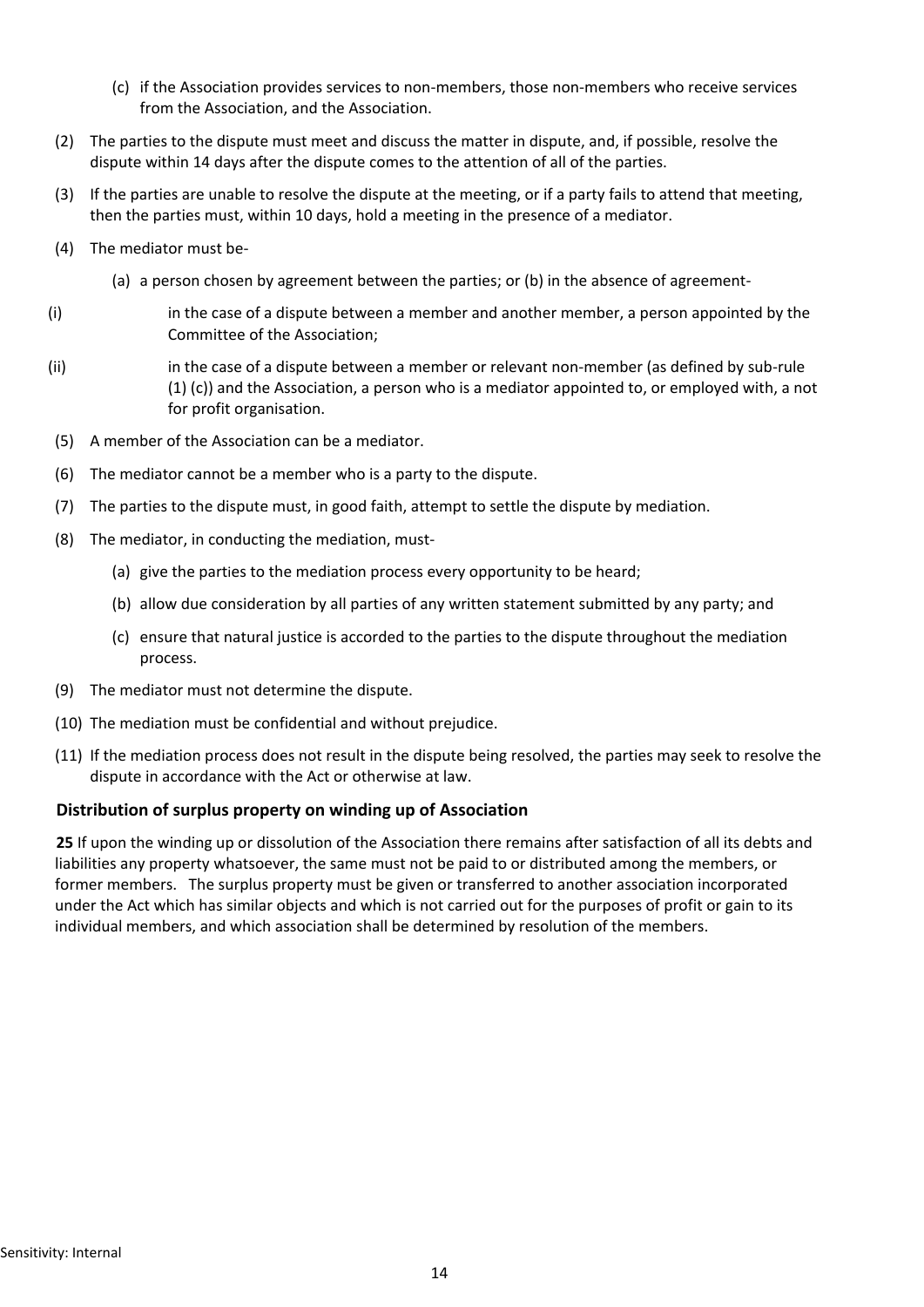(c) if the Association provides services to non-members, those non-members who receive services from the Association, and the Association.

(2) The parties to the dispute must meet and discuss the matter in dispute, and, if possible, resolve the dispute within 14 days after the dispute comes to the attention of all of the parties.

(3) If the parties are unable to resolve the dispute at the meeting, or if a party fails to attend that meeting, then the parties must, within 10 days, hold a meeting in the presence of a mediator.

(4) The mediator must be-

(a) a person chosen by agreement between the parties; or (b) in the absence of agreement-

(i) in the case of a dispute between a member and another member, a person appointed by the Committee of the Association;

(ii) in the case of a dispute between a member or relevant non-member (as defined by sub-rule (1) (c)) and the Association, a person who is a mediator appointed to, or employed with, a not for profit organisation.

(5) A member of the Association can be a mediator.

(6) The mediator cannot be a member who is a party to the dispute.

(7) The parties to the dispute must, in good faith, attempt to settle the dispute by mediation.

(8) The mediator, in conducting the mediation, must-

(a) give the parties to the mediation process every opportunity to be heard;

(b) allow due consideration by all parties of any written statement submitted by any party; and

(c) ensure that natural justice is accorded to the parties to the dispute throughout the mediation process.

(9) The mediator must not determine the dispute.

(10) The mediation must be confidential and without prejudice.

(11) If the mediation process does not result in the dispute being resolved, the parties may seek to resolve the dispute in accordance with the Act or otherwise at law.

### Distribution of surplus property on winding up of Association

**25** If upon the winding up or dissolution of the Association there remains after satisfaction of all its debts and liabilities any property whatsoever, the same must not be paid to or distributed among the members, or former members. The surplus property must be given or transferred to another association incorporated under the Act which has similar objects and which is not carried out for the purposes of profit or gain to its individual members, and which association shall be determined by resolution of the members.

Sensitivity: Internal